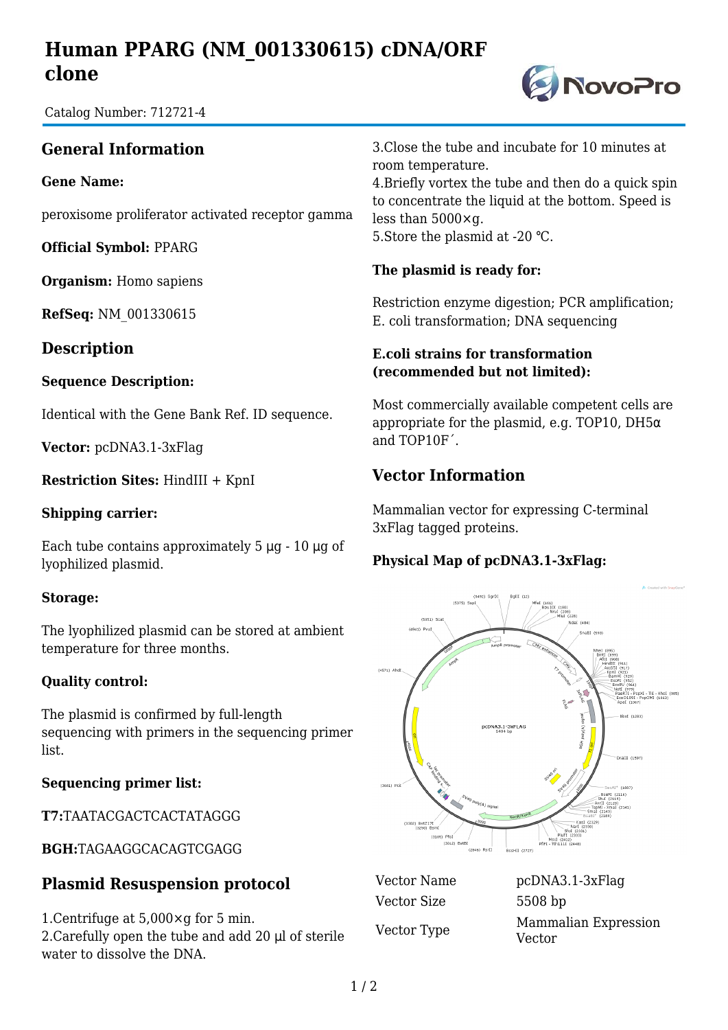# Human PPARG (NM_001330615) cDNA/ORF clone

Catalog Number: 712721-4

## General Information

**Gene Name:**

peroxisome proliferator activated receptor gamma

**Official Symbol:** PPARG

**Organism:** Homo sapiens

**RefSeq:** NM_001330615

## Description

**Sequence Description:**

Identical with the Gene Bank Ref. ID sequence.

**Vector:** pcDNA3.1-3xFlag

**Restriction Sites:** HindIII + KpnI

**Shipping carrier:**

Each tube contains approximately 5 μg - 10 μg of lyophilized plasmid.

**Storage:**

The lyophilized plasmid can be stored at ambient temperature for three months.

**Quality control:**

The plasmid is confirmed by full-length sequencing with primers in the sequencing primer list.

**Sequencing primer list:**

**T7:**TAATACGACTCACTATAGGG

**BGH:**TAGAAGGCACAGTCGAGG

## Plasmid Resuspension protocol

1.Centrifuge at 5,000×g for 5 min.
2.Carefully open the tube and add 20 μl of sterile water to dissolve the DNA.
3.Close the tube and incubate for 10 minutes at room temperature.
4.Briefly vortex the tube and then do a quick spin to concentrate the liquid at the bottom. Speed is less than 5000×g.
5.Store the plasmid at -20 ℃.

**The plasmid is ready for:**

Restriction enzyme digestion; PCR amplification; E. coli transformation; DNA sequencing

**E.coli strains for transformation (recommended but not limited):**

Most commercially available competent cells are appropriate for the plasmid, e.g. TOP10, DH5α and TOP10F´.

## Vector Information

Mammalian vector for expressing C-terminal 3xFlag tagged proteins.

**Physical Map of pcDNA3.1-3xFlag:**

| | |
|---|---|
| Vector Name | pcDNA3.1-3xFlag |
| Vector Size | 5508 bp |
| Vector Type | Mammalian Expression Vector |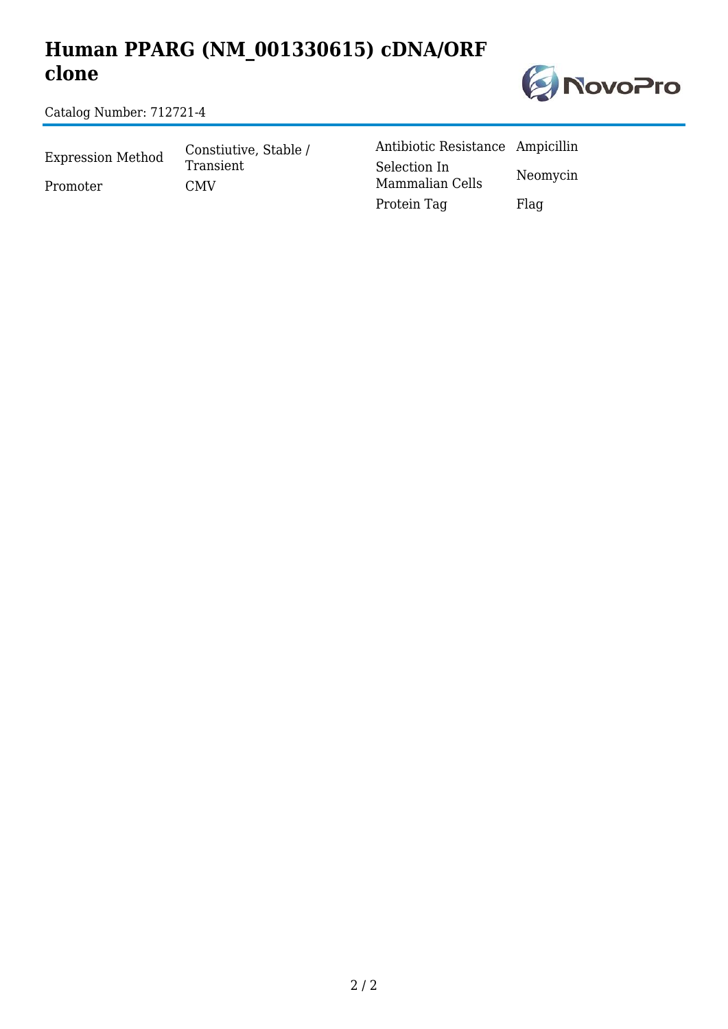# Human PPARG (NM_001330615) cDNA/ORF clone

Catalog Number: 712721-4

| | | | |
|---|---|---|---|
| Expression Method | Constiutive, Stable / Transient | Antibiotic Resistance | Ampicillin |
| Promoter | CMV | Selection In Mammalian Cells | Neomycin |
| | | Protein Tag | Flag |